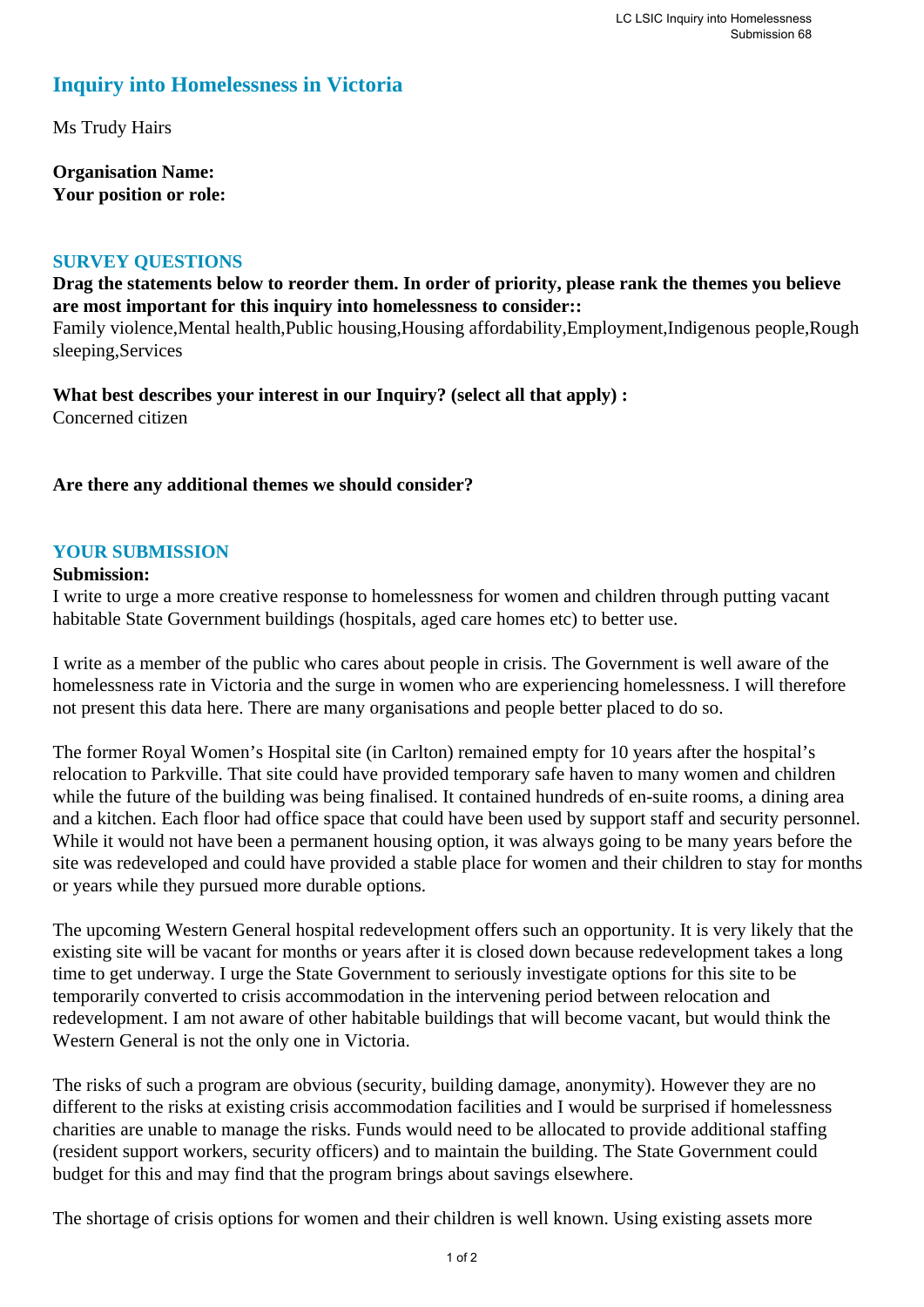# Inquiry into Homelessness in Victoria

Ms Trudy Hairs

**Organisation Name:**
**Your position or role:**

## SURVEY QUESTIONS

**Drag the statements below to reorder them. In order of priority, please rank the themes you believe are most important for this inquiry into homelessness to consider::**
Family violence,Mental health,Public housing,Housing affordability,Employment,Indigenous people,Rough sleeping,Services

**What best describes your interest in our Inquiry? (select all that apply) :**
Concerned citizen

**Are there any additional themes we should consider?**

## YOUR SUBMISSION

**Submission:**
I write to urge a more creative response to homelessness for women and children through putting vacant habitable State Government buildings (hospitals, aged care homes etc) to better use.

I write as a member of the public who cares about people in crisis. The Government is well aware of the homelessness rate in Victoria and the surge in women who are experiencing homelessness. I will therefore not present this data here. There are many organisations and people better placed to do so.

The former Royal Women's Hospital site (in Carlton) remained empty for 10 years after the hospital's relocation to Parkville. That site could have provided temporary safe haven to many women and children while the future of the building was being finalised. It contained hundreds of en-suite rooms, a dining area and a kitchen. Each floor had office space that could have been used by support staff and security personnel. While it would not have been a permanent housing option, it was always going to be many years before the site was redeveloped and could have provided a stable place for women and their children to stay for months or years while they pursued more durable options.

The upcoming Western General hospital redevelopment offers such an opportunity. It is very likely that the existing site will be vacant for months or years after it is closed down because redevelopment takes a long time to get underway. I urge the State Government to seriously investigate options for this site to be temporarily converted to crisis accommodation in the intervening period between relocation and redevelopment. I am not aware of other habitable buildings that will become vacant, but would think the Western General is not the only one in Victoria.

The risks of such a program are obvious (security, building damage, anonymity). However they are no different to the risks at existing crisis accommodation facilities and I would be surprised if homelessness charities are unable to manage the risks. Funds would need to be allocated to provide additional staffing (resident support workers, security officers) and to maintain the building. The State Government could budget for this and may find that the program brings about savings elsewhere.

The shortage of crisis options for women and their children is well known. Using existing assets more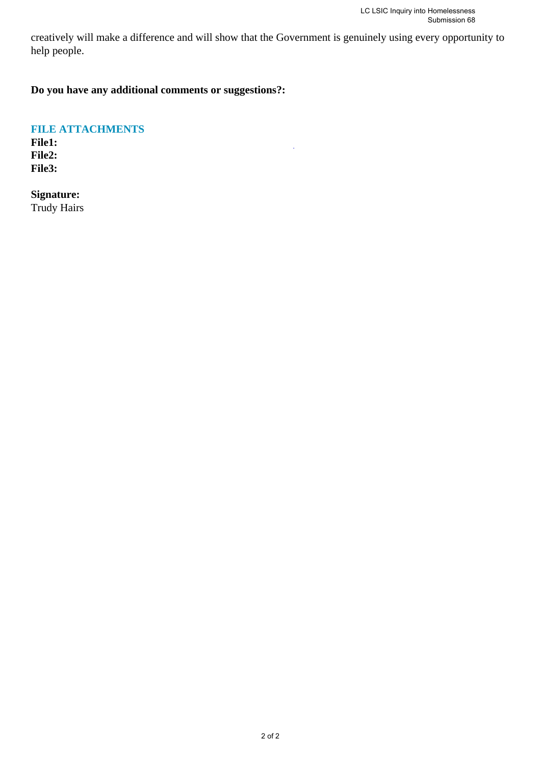creatively will make a difference and will show that the Government is genuinely using every opportunity to help people.

**Do you have any additional comments or suggestions?:**

## FILE ATTACHMENTS

**File1:**
**File2:**
**File3:**

**Signature:**
Trudy Hairs